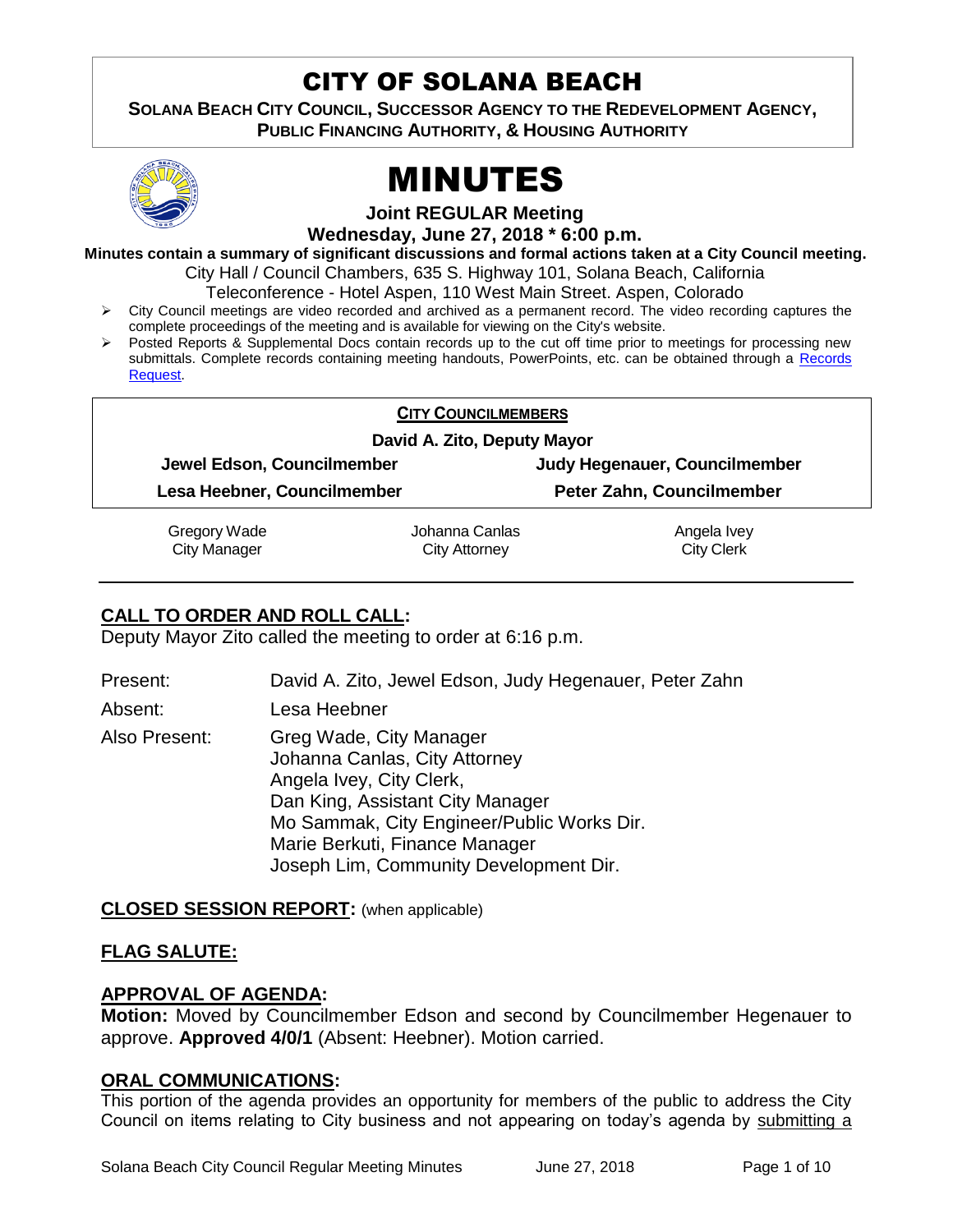# CITY OF SOLANA BEACH

**SOLANA BEACH CITY COUNCIL, SUCCESSOR AGENCY TO THE REDEVELOPMENT AGENCY, PUBLIC FINANCING AUTHORITY, & HOUSING AUTHORITY**

# MINUTES

**Joint REGULAR Meeting**

**Wednesday, June 27, 2018 * 6:00 p.m.**

**Minutes contain a summary of significant discussions and formal actions taken at a City Council meeting.**

City Hall / Council Chambers, 635 S. Highway 101, Solana Beach, California

Teleconference - Hotel Aspen, 110 West Main Street. Aspen, Colorado

- City Council meetings are video recorded and archived as a permanent record. The video recording captures the complete proceedings of the meeting and is available for viewing on the City's website.
- Posted Reports & Supplemental Docs contain records up to the cut off time prior to meetings for processing new submittals. Complete records containing meeting handouts, PowerPoints, etc. can be obtained through a Records Request.

**CITY COUNCILMEMBERS**

**David A. Zito, Deputy Mayor**

| | |
|---|---|
| **Jewel Edson, Councilmember** | **Judy Hegenauer, Councilmember** |
| **Lesa Heebner, Councilmember** | **Peter Zahn, Councilmember** |

| | | |
|---|---|---|
| Gregory Wade<br>City Manager | Johanna Canlas<br>City Attorney | Angela Ivey<br>City Clerk |

## CALL TO ORDER AND ROLL CALL:

Deputy Mayor Zito called the meeting to order at 6:16 p.m.

Present: David A. Zito, Jewel Edson, Judy Hegenauer, Peter Zahn

Absent: Lesa Heebner

Also Present: Greg Wade, City Manager
Johanna Canlas, City Attorney
Angela Ivey, City Clerk,
Dan King, Assistant City Manager
Mo Sammak, City Engineer/Public Works Dir.
Marie Berkuti, Finance Manager
Joseph Lim, Community Development Dir.

## CLOSED SESSION REPORT: (when applicable)

## FLAG SALUTE:

## APPROVAL OF AGENDA:

**Motion:** Moved by Councilmember Edson and second by Councilmember Hegenauer to approve. **Approved 4/0/1** (Absent: Heebner). Motion carried.

## ORAL COMMUNICATIONS:

This portion of the agenda provides an opportunity for members of the public to address the City Council on items relating to City business and not appearing on today's agenda by submitting a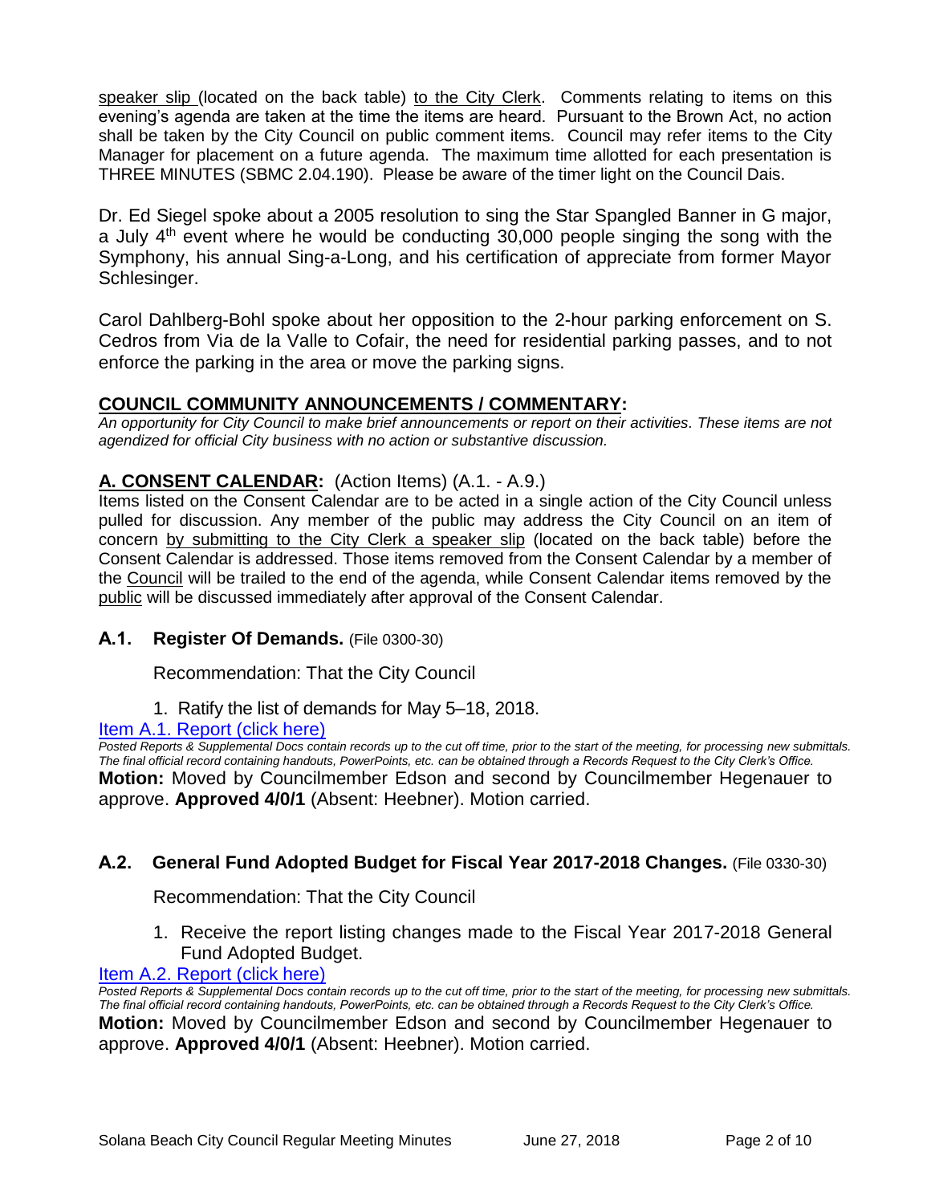speaker slip (located on the back table) to the City Clerk. Comments relating to items on this evening's agenda are taken at the time the items are heard. Pursuant to the Brown Act, no action shall be taken by the City Council on public comment items. Council may refer items to the City Manager for placement on a future agenda. The maximum time allotted for each presentation is THREE MINUTES (SBMC 2.04.190). Please be aware of the timer light on the Council Dais.

Dr. Ed Siegel spoke about a 2005 resolution to sing the Star Spangled Banner in G major, a July 4th event where he would be conducting 30,000 people singing the song with the Symphony, his annual Sing-a-Long, and his certification of appreciate from former Mayor Schlesinger.

Carol Dahlberg-Bohl spoke about her opposition to the 2-hour parking enforcement on S. Cedros from Via de la Valle to Cofair, the need for residential parking passes, and to not enforce the parking in the area or move the parking signs.

## COUNCIL COMMUNITY ANNOUNCEMENTS / COMMENTARY:

*An opportunity for City Council to make brief announcements or report on their activities. These items are not agendized for official City business with no action or substantive discussion.*

## A. CONSENT CALENDAR: (Action Items) (A.1. - A.9.)

Items listed on the Consent Calendar are to be acted in a single action of the City Council unless pulled for discussion. Any member of the public may address the City Council on an item of concern by submitting to the City Clerk a speaker slip (located on the back table) before the Consent Calendar is addressed. Those items removed from the Consent Calendar by a member of the Council will be trailed to the end of the agenda, while Consent Calendar items removed by the public will be discussed immediately after approval of the Consent Calendar.

### A.1. Register Of Demands. (File 0300-30)

Recommendation: That the City Council

1. Ratify the list of demands for May 5–18, 2018.

Item A.1. Report (click here)

*Posted Reports & Supplemental Docs contain records up to the cut off time, prior to the start of the meeting, for processing new submittals. The final official record containing handouts, PowerPoints, etc. can be obtained through a Records Request to the City Clerk's Office.*

**Motion:** Moved by Councilmember Edson and second by Councilmember Hegenauer to approve. **Approved 4/0/1** (Absent: Heebner). Motion carried.

### A.2. General Fund Adopted Budget for Fiscal Year 2017-2018 Changes. (File 0330-30)

Recommendation: That the City Council

1. Receive the report listing changes made to the Fiscal Year 2017-2018 General Fund Adopted Budget.

Item A.2. Report (click here)

*Posted Reports & Supplemental Docs contain records up to the cut off time, prior to the start of the meeting, for processing new submittals. The final official record containing handouts, PowerPoints, etc. can be obtained through a Records Request to the City Clerk's Office.*

**Motion:** Moved by Councilmember Edson and second by Councilmember Hegenauer to approve. **Approved 4/0/1** (Absent: Heebner). Motion carried.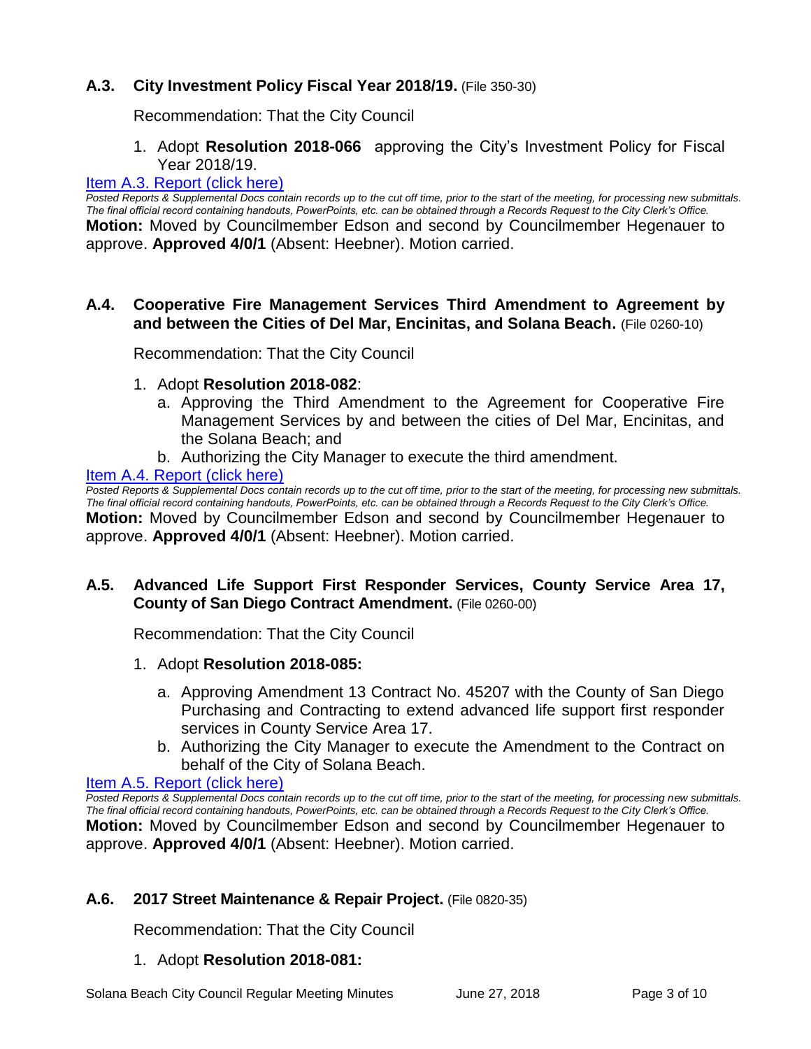### A.3. City Investment Policy Fiscal Year 2018/19. (File 350-30)

Recommendation: That the City Council

1. Adopt **Resolution 2018-066** approving the City's Investment Policy for Fiscal Year 2018/19.

[Item A.3. Report (click here)]

*Posted Reports & Supplemental Docs contain records up to the cut off time, prior to the start of the meeting, for processing new submittals. The final official record containing handouts, PowerPoints, etc. can be obtained through a Records Request to the City Clerk's Office.*

**Motion:** Moved by Councilmember Edson and second by Councilmember Hegenauer to approve. **Approved 4/0/1** (Absent: Heebner). Motion carried.

### A.4. Cooperative Fire Management Services Third Amendment to Agreement by and between the Cities of Del Mar, Encinitas, and Solana Beach. (File 0260-10)

Recommendation: That the City Council

1. Adopt **Resolution 2018-082**:
   a. Approving the Third Amendment to the Agreement for Cooperative Fire Management Services by and between the cities of Del Mar, Encinitas, and the Solana Beach; and
   b. Authorizing the City Manager to execute the third amendment.

[Item A.4. Report (click here)]

*Posted Reports & Supplemental Docs contain records up to the cut off time, prior to the start of the meeting, for processing new submittals. The final official record containing handouts, PowerPoints, etc. can be obtained through a Records Request to the City Clerk's Office.*

**Motion:** Moved by Councilmember Edson and second by Councilmember Hegenauer to approve. **Approved 4/0/1** (Absent: Heebner). Motion carried.

### A.5. Advanced Life Support First Responder Services, County Service Area 17, County of San Diego Contract Amendment. (File 0260-00)

Recommendation: That the City Council

1. Adopt **Resolution 2018-085:**
   a. Approving Amendment 13 Contract No. 45207 with the County of San Diego Purchasing and Contracting to extend advanced life support first responder services in County Service Area 17.
   b. Authorizing the City Manager to execute the Amendment to the Contract on behalf of the City of Solana Beach.

[Item A.5. Report (click here)]

*Posted Reports & Supplemental Docs contain records up to the cut off time, prior to the start of the meeting, for processing new submittals. The final official record containing handouts, PowerPoints, etc. can be obtained through a Records Request to the City Clerk's Office.*

**Motion:** Moved by Councilmember Edson and second by Councilmember Hegenauer to approve. **Approved 4/0/1** (Absent: Heebner). Motion carried.

### A.6. 2017 Street Maintenance & Repair Project. (File 0820-35)

Recommendation: That the City Council

1. Adopt **Resolution 2018-081:**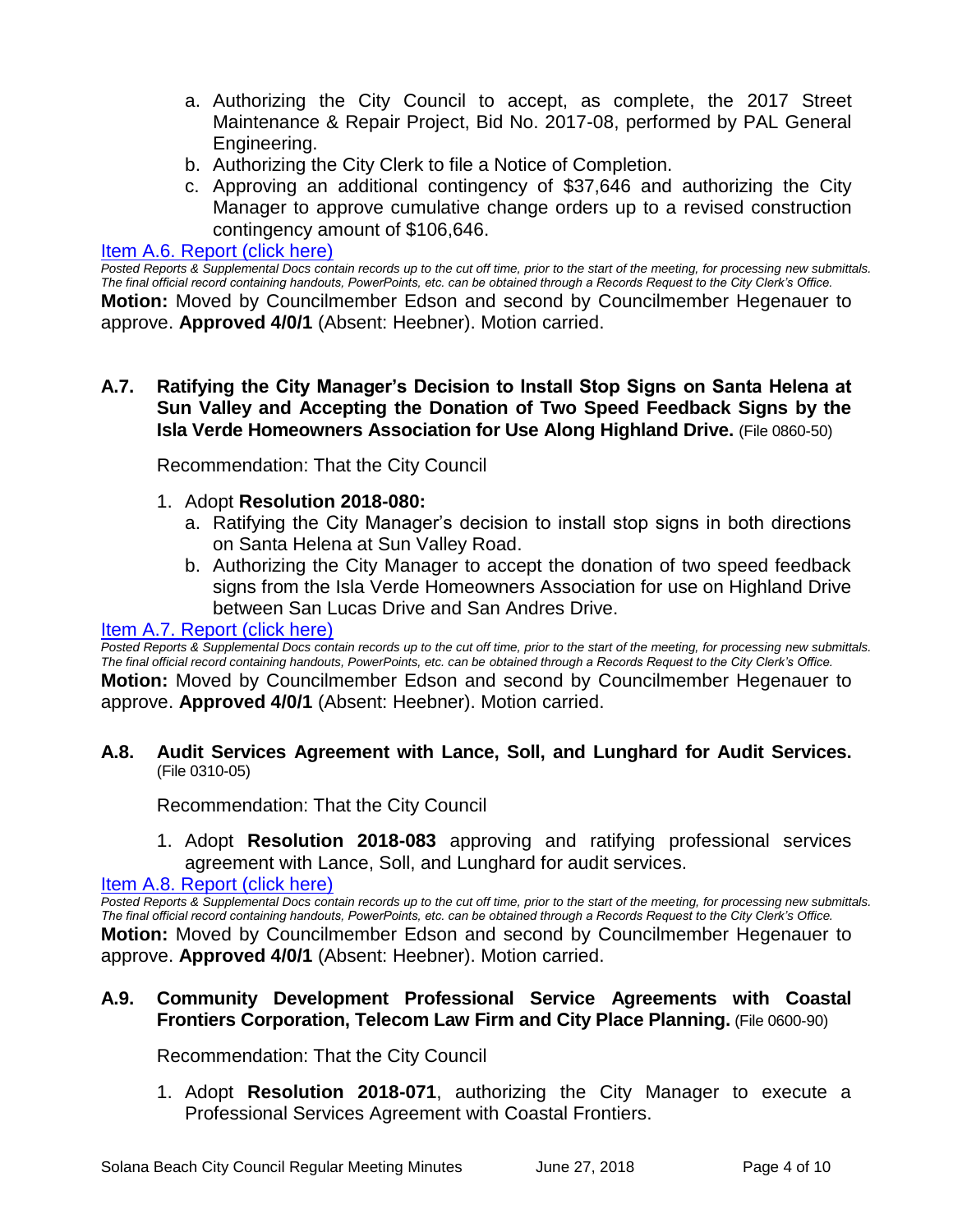a. Authorizing the City Council to accept, as complete, the 2017 Street Maintenance & Repair Project, Bid No. 2017-08, performed by PAL General Engineering.
   b. Authorizing the City Clerk to file a Notice of Completion.
   c. Approving an additional contingency of $37,646 and authorizing the City Manager to approve cumulative change orders up to a revised construction contingency amount of $106,646.

[Item A.6. Report (click here)]

*Posted Reports & Supplemental Docs contain records up to the cut off time, prior to the start of the meeting, for processing new submittals. The final official record containing handouts, PowerPoints, etc. can be obtained through a Records Request to the City Clerk's Office.*

**Motion:** Moved by Councilmember Edson and second by Councilmember Hegenauer to approve. **Approved 4/0/1** (Absent: Heebner). Motion carried.

**A.7. Ratifying the City Manager's Decision to Install Stop Signs on Santa Helena at Sun Valley and Accepting the Donation of Two Speed Feedback Signs by the Isla Verde Homeowners Association for Use Along Highland Drive.** (File 0860-50)

Recommendation: That the City Council

1. Adopt **Resolution 2018-080:**
   a. Ratifying the City Manager's decision to install stop signs in both directions on Santa Helena at Sun Valley Road.
   b. Authorizing the City Manager to accept the donation of two speed feedback signs from the Isla Verde Homeowners Association for use on Highland Drive between San Lucas Drive and San Andres Drive.

[Item A.7. Report (click here)]

*Posted Reports & Supplemental Docs contain records up to the cut off time, prior to the start of the meeting, for processing new submittals. The final official record containing handouts, PowerPoints, etc. can be obtained through a Records Request to the City Clerk's Office.*

**Motion:** Moved by Councilmember Edson and second by Councilmember Hegenauer to approve. **Approved 4/0/1** (Absent: Heebner). Motion carried.

**A.8. Audit Services Agreement with Lance, Soll, and Lunghard for Audit Services.** (File 0310-05)

Recommendation: That the City Council

1. Adopt **Resolution 2018-083** approving and ratifying professional services agreement with Lance, Soll, and Lunghard for audit services.

[Item A.8. Report (click here)]

*Posted Reports & Supplemental Docs contain records up to the cut off time, prior to the start of the meeting, for processing new submittals. The final official record containing handouts, PowerPoints, etc. can be obtained through a Records Request to the City Clerk's Office.*

**Motion:** Moved by Councilmember Edson and second by Councilmember Hegenauer to approve. **Approved 4/0/1** (Absent: Heebner). Motion carried.

**A.9. Community Development Professional Service Agreements with Coastal Frontiers Corporation, Telecom Law Firm and City Place Planning.** (File 0600-90)

Recommendation: That the City Council

1. Adopt **Resolution 2018-071**, authorizing the City Manager to execute a Professional Services Agreement with Coastal Frontiers.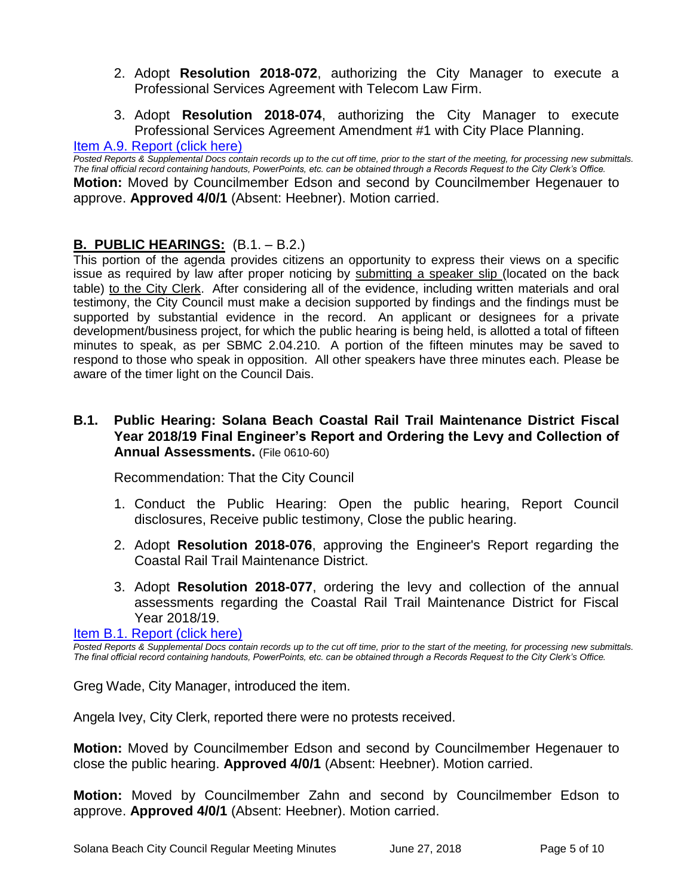2. Adopt **Resolution 2018-072**, authorizing the City Manager to execute a Professional Services Agreement with Telecom Law Firm.

3. Adopt **Resolution 2018-074**, authorizing the City Manager to execute Professional Services Agreement Amendment #1 with City Place Planning.

Item A.9. Report (click here)

*Posted Reports & Supplemental Docs contain records up to the cut off time, prior to the start of the meeting, for processing new submittals. The final official record containing handouts, PowerPoints, etc. can be obtained through a Records Request to the City Clerk's Office.*

**Motion:** Moved by Councilmember Edson and second by Councilmember Hegenauer to approve. **Approved 4/0/1** (Absent: Heebner). Motion carried.

## B. PUBLIC HEARINGS: (B.1. – B.2.)

This portion of the agenda provides citizens an opportunity to express their views on a specific issue as required by law after proper noticing by submitting a speaker slip (located on the back table) to the City Clerk. After considering all of the evidence, including written materials and oral testimony, the City Council must make a decision supported by findings and the findings must be supported by substantial evidence in the record. An applicant or designees for a private development/business project, for which the public hearing is being held, is allotted a total of fifteen minutes to speak, as per SBMC 2.04.210. A portion of the fifteen minutes may be saved to respond to those who speak in opposition. All other speakers have three minutes each. Please be aware of the timer light on the Council Dais.

### B.1. Public Hearing: Solana Beach Coastal Rail Trail Maintenance District Fiscal Year 2018/19 Final Engineer's Report and Ordering the Levy and Collection of Annual Assessments. (File 0610-60)

Recommendation: That the City Council

1. Conduct the Public Hearing: Open the public hearing, Report Council disclosures, Receive public testimony, Close the public hearing.

2. Adopt **Resolution 2018-076**, approving the Engineer's Report regarding the Coastal Rail Trail Maintenance District.

3. Adopt **Resolution 2018-077**, ordering the levy and collection of the annual assessments regarding the Coastal Rail Trail Maintenance District for Fiscal Year 2018/19.

Item B.1. Report (click here)

*Posted Reports & Supplemental Docs contain records up to the cut off time, prior to the start of the meeting, for processing new submittals. The final official record containing handouts, PowerPoints, etc. can be obtained through a Records Request to the City Clerk's Office.*

Greg Wade, City Manager, introduced the item.

Angela Ivey, City Clerk, reported there were no protests received.

**Motion:** Moved by Councilmember Edson and second by Councilmember Hegenauer to close the public hearing. **Approved 4/0/1** (Absent: Heebner). Motion carried.

**Motion:** Moved by Councilmember Zahn and second by Councilmember Edson to approve. **Approved 4/0/1** (Absent: Heebner). Motion carried.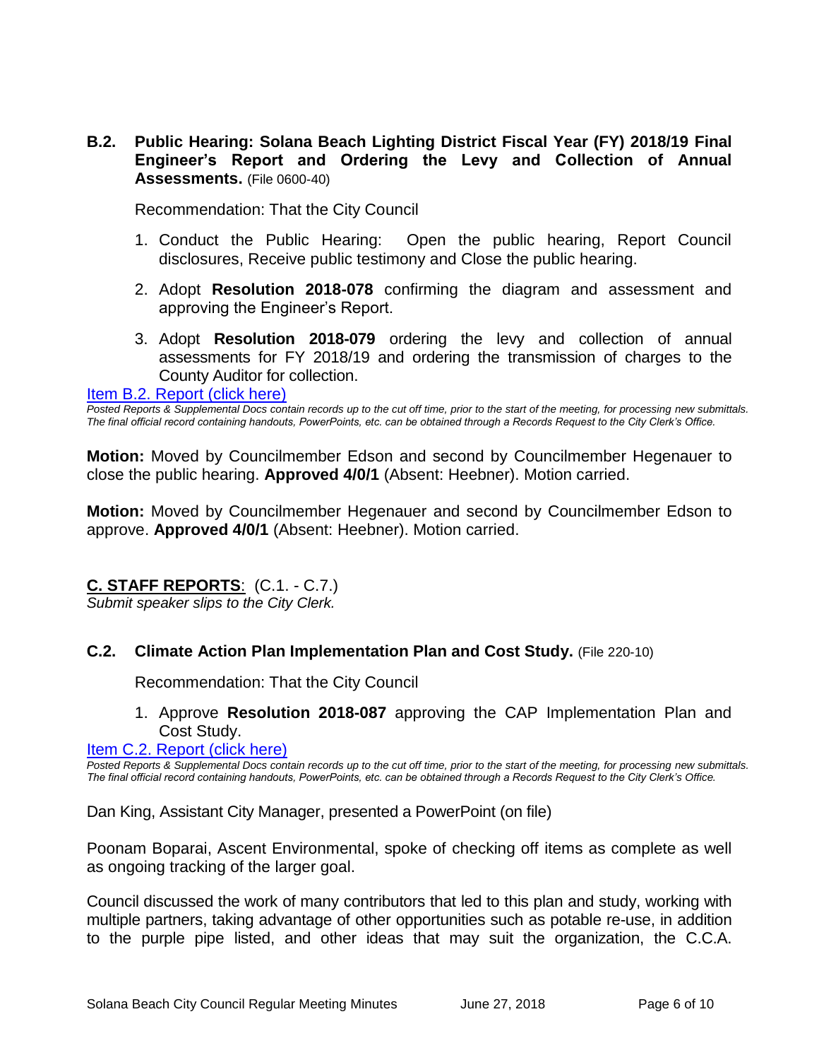### B.2. Public Hearing: Solana Beach Lighting District Fiscal Year (FY) 2018/19 Final Engineer's Report and Ordering the Levy and Collection of Annual Assessments. (File 0600-40)

Recommendation: That the City Council

1. Conduct the Public Hearing: Open the public hearing, Report Council disclosures, Receive public testimony and Close the public hearing.
2. Adopt **Resolution 2018-078** confirming the diagram and assessment and approving the Engineer's Report.
3. Adopt **Resolution 2018-079** ordering the levy and collection of annual assessments for FY 2018/19 and ordering the transmission of charges to the County Auditor for collection.

Item B.2. Report (click here)

*Posted Reports & Supplemental Docs contain records up to the cut off time, prior to the start of the meeting, for processing new submittals. The final official record containing handouts, PowerPoints, etc. can be obtained through a Records Request to the City Clerk's Office.*

**Motion:** Moved by Councilmember Edson and second by Councilmember Hegenauer to close the public hearing. **Approved 4/0/1** (Absent: Heebner). Motion carried.

**Motion:** Moved by Councilmember Hegenauer and second by Councilmember Edson to approve. **Approved 4/0/1** (Absent: Heebner). Motion carried.

## C. STAFF REPORTS: (C.1. - C.7.)

*Submit speaker slips to the City Clerk.*

### C.2. Climate Action Plan Implementation Plan and Cost Study. (File 220-10)

Recommendation: That the City Council

1. Approve **Resolution 2018-087** approving the CAP Implementation Plan and Cost Study.

Item C.2. Report (click here)

*Posted Reports & Supplemental Docs contain records up to the cut off time, prior to the start of the meeting, for processing new submittals. The final official record containing handouts, PowerPoints, etc. can be obtained through a Records Request to the City Clerk's Office.*

Dan King, Assistant City Manager, presented a PowerPoint (on file)

Poonam Boparai, Ascent Environmental, spoke of checking off items as complete as well as ongoing tracking of the larger goal.

Council discussed the work of many contributors that led to this plan and study, working with multiple partners, taking advantage of other opportunities such as potable re-use, in addition to the purple pipe listed, and other ideas that may suit the organization, the C.C.A.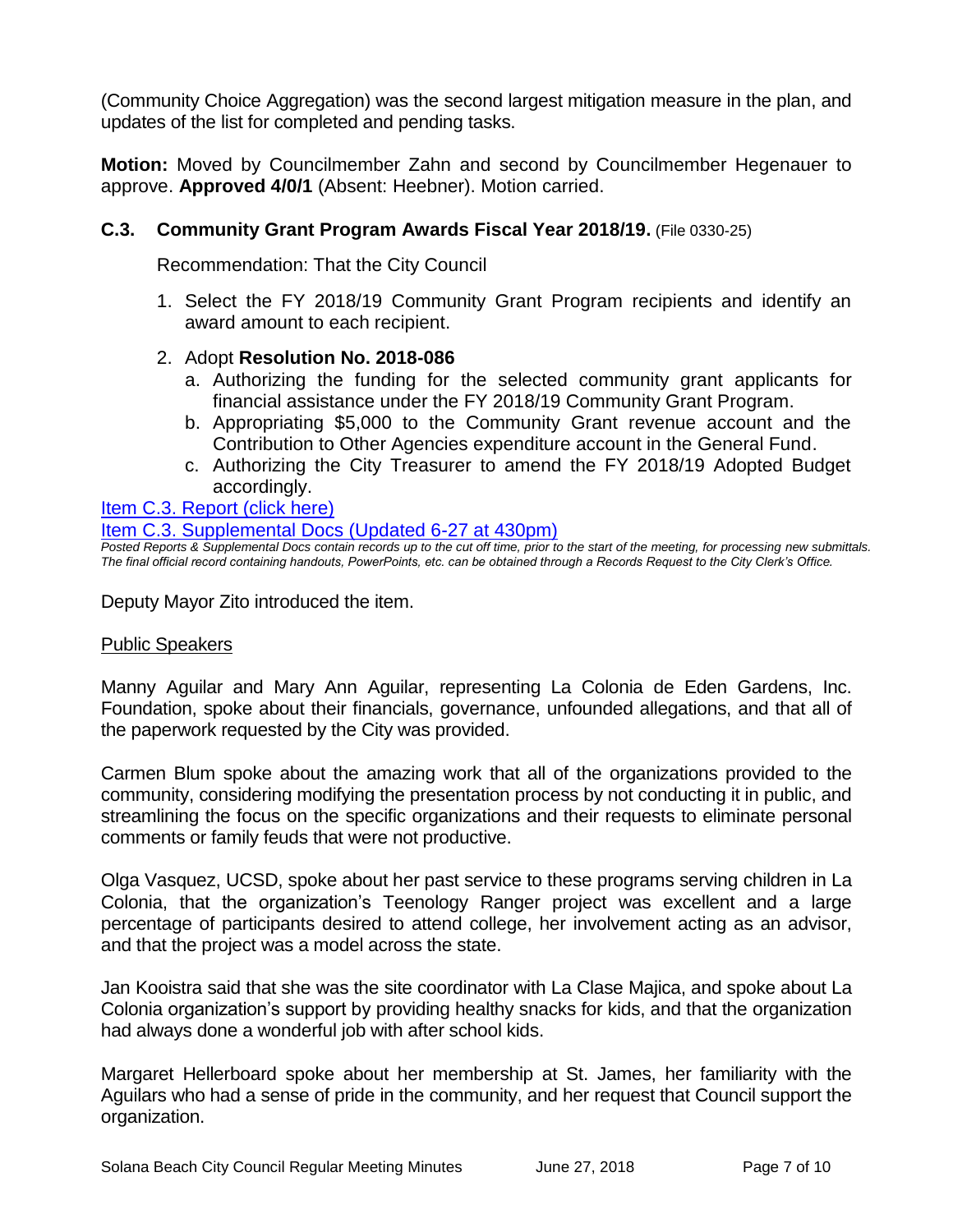(Community Choice Aggregation) was the second largest mitigation measure in the plan, and updates of the list for completed and pending tasks.

**Motion:** Moved by Councilmember Zahn and second by Councilmember Hegenauer to approve. **Approved 4/0/1** (Absent: Heebner). Motion carried.

### C.3. Community Grant Program Awards Fiscal Year 2018/19. (File 0330-25)

Recommendation: That the City Council

1. Select the FY 2018/19 Community Grant Program recipients and identify an award amount to each recipient.
2. Adopt **Resolution No. 2018-086**
   a. Authorizing the funding for the selected community grant applicants for financial assistance under the FY 2018/19 Community Grant Program.
   b. Appropriating $5,000 to the Community Grant revenue account and the Contribution to Other Agencies expenditure account in the General Fund.
   c. Authorizing the City Treasurer to amend the FY 2018/19 Adopted Budget accordingly.

Item C.3. Report (click here)

Item C.3. Supplemental Docs (Updated 6-27 at 430pm)

*Posted Reports & Supplemental Docs contain records up to the cut off time, prior to the start of the meeting, for processing new submittals. The final official record containing handouts, PowerPoints, etc. can be obtained through a Records Request to the City Clerk's Office.*

Deputy Mayor Zito introduced the item.

Public Speakers

Manny Aguilar and Mary Ann Aguilar, representing La Colonia de Eden Gardens, Inc. Foundation, spoke about their financials, governance, unfounded allegations, and that all of the paperwork requested by the City was provided.

Carmen Blum spoke about the amazing work that all of the organizations provided to the community, considering modifying the presentation process by not conducting it in public, and streamlining the focus on the specific organizations and their requests to eliminate personal comments or family feuds that were not productive.

Olga Vasquez, UCSD, spoke about her past service to these programs serving children in La Colonia, that the organization's Teenology Ranger project was excellent and a large percentage of participants desired to attend college, her involvement acting as an advisor, and that the project was a model across the state.

Jan Kooistra said that she was the site coordinator with La Clase Majica, and spoke about La Colonia organization's support by providing healthy snacks for kids, and that the organization had always done a wonderful job with after school kids.

Margaret Hellerboard spoke about her membership at St. James, her familiarity with the Aguilars who had a sense of pride in the community, and her request that Council support the organization.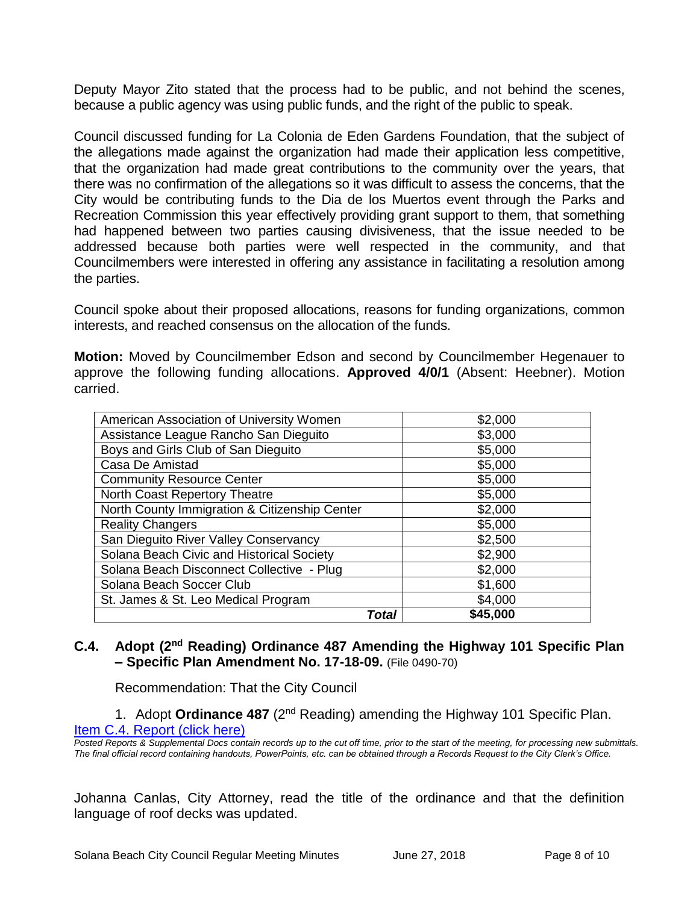Deputy Mayor Zito stated that the process had to be public, and not behind the scenes, because a public agency was using public funds, and the right of the public to speak.

Council discussed funding for La Colonia de Eden Gardens Foundation, that the subject of the allegations made against the organization had made their application less competitive, that the organization had made great contributions to the community over the years, that there was no confirmation of the allegations so it was difficult to assess the concerns, that the City would be contributing funds to the Dia de los Muertos event through the Parks and Recreation Commission this year effectively providing grant support to them, that something had happened between two parties causing divisiveness, that the issue needed to be addressed because both parties were well respected in the community, and that Councilmembers were interested in offering any assistance in facilitating a resolution among the parties.

Council spoke about their proposed allocations, reasons for funding organizations, common interests, and reached consensus on the allocation of the funds.

**Motion:** Moved by Councilmember Edson and second by Councilmember Hegenauer to approve the following funding allocations. **Approved 4/0/1** (Absent: Heebner). Motion carried.

| Organization | Amount |
|---|---|
| American Association of University Women | $2,000 |
| Assistance League Rancho San Dieguito | $3,000 |
| Boys and Girls Club of San Dieguito | $5,000 |
| Casa De Amistad | $5,000 |
| Community Resource Center | $5,000 |
| North Coast Repertory Theatre | $5,000 |
| North County Immigration & Citizenship Center | $2,000 |
| Reality Changers | $5,000 |
| San Dieguito River Valley Conservancy | $2,500 |
| Solana Beach Civic and Historical Society | $2,900 |
| Solana Beach Disconnect Collective - Plug | $2,000 |
| Solana Beach Soccer Club | $1,600 |
| St. James & St. Leo Medical Program | $4,000 |
| ***Total*** | **$45,000** |

### C.4. Adopt (2nd Reading) Ordinance 487 Amending the Highway 101 Specific Plan – Specific Plan Amendment No. 17-18-09. (File 0490-70)

Recommendation: That the City Council

1. Adopt **Ordinance 487** (2nd Reading) amending the Highway 101 Specific Plan.

Item C.4. Report (click here)

*Posted Reports & Supplemental Docs contain records up to the cut off time, prior to the start of the meeting, for processing new submittals. The final official record containing handouts, PowerPoints, etc. can be obtained through a Records Request to the City Clerk's Office.*

Johanna Canlas, City Attorney, read the title of the ordinance and that the definition language of roof decks was updated.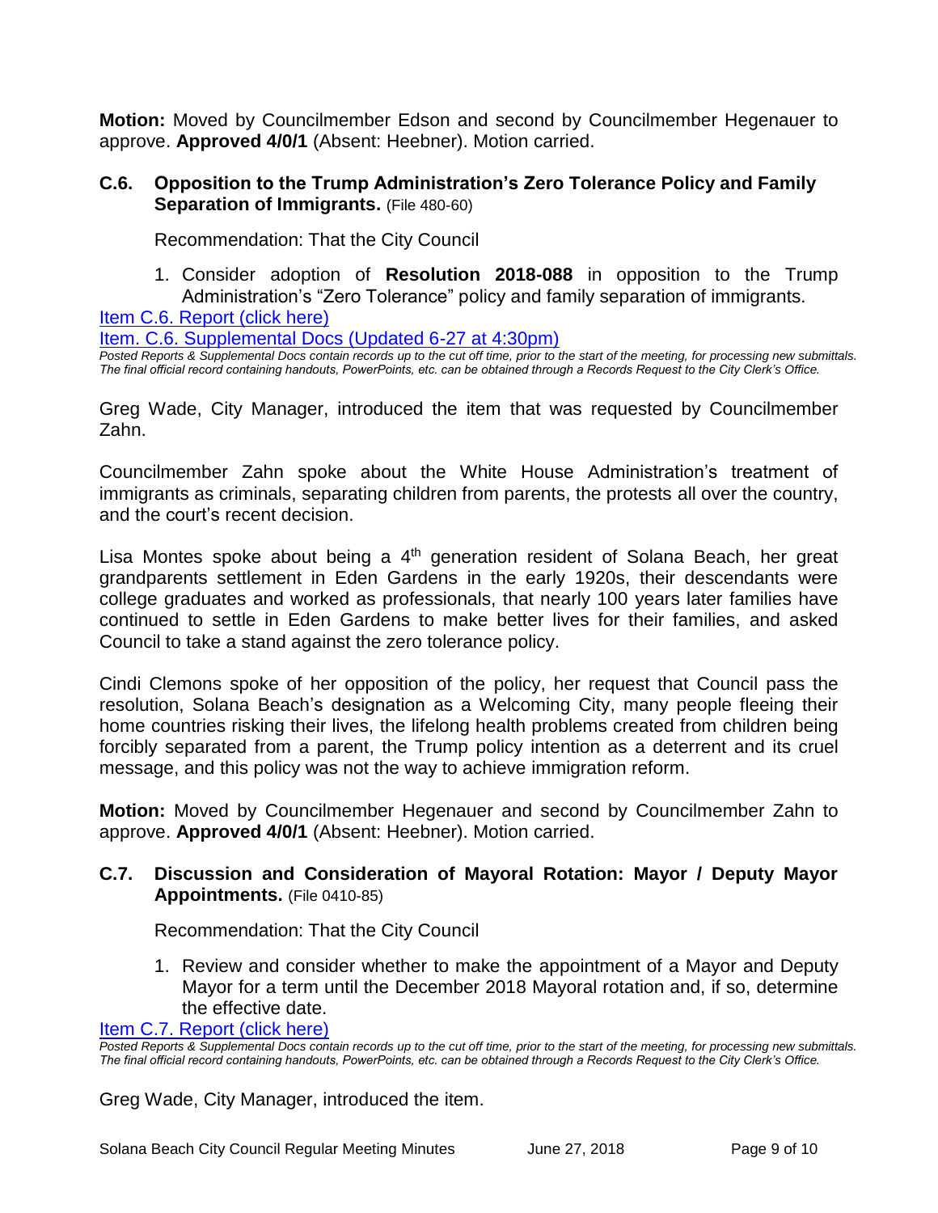**Motion:** Moved by Councilmember Edson and second by Councilmember Hegenauer to approve. **Approved 4/0/1** (Absent: Heebner). Motion carried.

### C.6. Opposition to the Trump Administration's Zero Tolerance Policy and Family Separation of Immigrants. (File 480-60)

Recommendation: That the City Council

1. Consider adoption of **Resolution 2018-088** in opposition to the Trump Administration's "Zero Tolerance" policy and family separation of immigrants.

Item C.6. Report (click here)

Item. C.6. Supplemental Docs (Updated 6-27 at 4:30pm)

*Posted Reports & Supplemental Docs contain records up to the cut off time, prior to the start of the meeting, for processing new submittals. The final official record containing handouts, PowerPoints, etc. can be obtained through a Records Request to the City Clerk's Office.*

Greg Wade, City Manager, introduced the item that was requested by Councilmember Zahn.

Councilmember Zahn spoke about the White House Administration's treatment of immigrants as criminals, separating children from parents, the protests all over the country, and the court's recent decision.

Lisa Montes spoke about being a 4th generation resident of Solana Beach, her great grandparents settlement in Eden Gardens in the early 1920s, their descendants were college graduates and worked as professionals, that nearly 100 years later families have continued to settle in Eden Gardens to make better lives for their families, and asked Council to take a stand against the zero tolerance policy.

Cindi Clemons spoke of her opposition of the policy, her request that Council pass the resolution, Solana Beach's designation as a Welcoming City, many people fleeing their home countries risking their lives, the lifelong health problems created from children being forcibly separated from a parent, the Trump policy intention as a deterrent and its cruel message, and this policy was not the way to achieve immigration reform.

**Motion:** Moved by Councilmember Hegenauer and second by Councilmember Zahn to approve. **Approved 4/0/1** (Absent: Heebner). Motion carried.

### C.7. Discussion and Consideration of Mayoral Rotation: Mayor / Deputy Mayor Appointments. (File 0410-85)

Recommendation: That the City Council

1. Review and consider whether to make the appointment of a Mayor and Deputy Mayor for a term until the December 2018 Mayoral rotation and, if so, determine the effective date.

Item C.7. Report (click here)

*Posted Reports & Supplemental Docs contain records up to the cut off time, prior to the start of the meeting, for processing new submittals. The final official record containing handouts, PowerPoints, etc. can be obtained through a Records Request to the City Clerk's Office.*

Greg Wade, City Manager, introduced the item.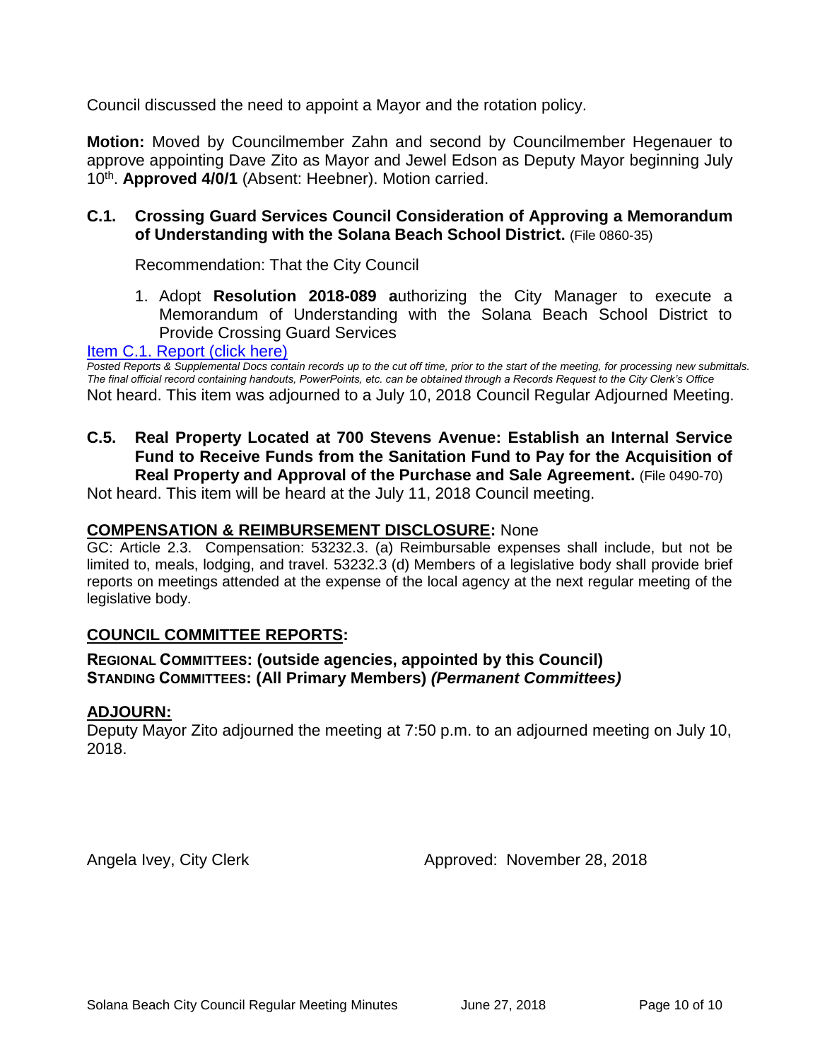Council discussed the need to appoint a Mayor and the rotation policy.

**Motion:** Moved by Councilmember Zahn and second by Councilmember Hegenauer to approve appointing Dave Zito as Mayor and Jewel Edson as Deputy Mayor beginning July 10th. **Approved 4/0/1** (Absent: Heebner). Motion carried.

### C.1. Crossing Guard Services Council Consideration of Approving a Memorandum of Understanding with the Solana Beach School District. (File 0860-35)

Recommendation: That the City Council

1. Adopt **Resolution 2018-089 a**uthorizing the City Manager to execute a Memorandum of Understanding with the Solana Beach School District to Provide Crossing Guard Services

[Item C.1. Report (click here)]

*Posted Reports & Supplemental Docs contain records up to the cut off time, prior to the start of the meeting, for processing new submittals. The final official record containing handouts, PowerPoints, etc. can be obtained through a Records Request to the City Clerk's Office*

Not heard. This item was adjourned to a July 10, 2018 Council Regular Adjourned Meeting.

### C.5. Real Property Located at 700 Stevens Avenue: Establish an Internal Service Fund to Receive Funds from the Sanitation Fund to Pay for the Acquisition of Real Property and Approval of the Purchase and Sale Agreement. (File 0490-70)

Not heard. This item will be heard at the July 11, 2018 Council meeting.

## COMPENSATION & REIMBURSEMENT DISCLOSURE: None

GC: Article 2.3. Compensation: 53232.3. (a) Reimbursable expenses shall include, but not be limited to, meals, lodging, and travel. 53232.3 (d) Members of a legislative body shall provide brief reports on meetings attended at the expense of the local agency at the next regular meeting of the legislative body.

## COUNCIL COMMITTEE REPORTS:

**REGIONAL COMMITTEES: (outside agencies, appointed by this Council)**
**STANDING COMMITTEES: (All Primary Members) *(Permanent Committees)***

## ADJOURN:

Deputy Mayor Zito adjourned the meeting at 7:50 p.m. to an adjourned meeting on July 10, 2018.

Angela Ivey, City Clerk

Approved: November 28, 2018